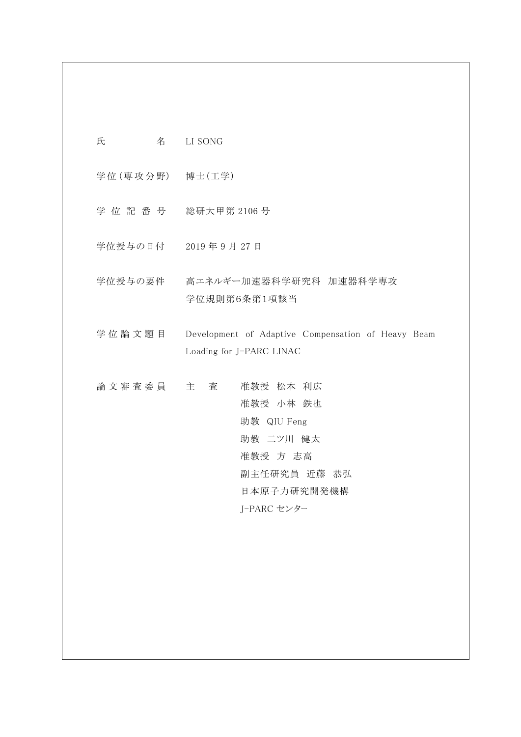| | |
|---|---|
| 氏　　　　名 | LI SONG |
| 学位（専攻分野） | 博士（工学） |
| 学 位 記 番 号 | 総研大甲第 2106 号 |
| 学位授与の日付 | 2019 年 9 月 27 日 |
| 学位授与の要件 | 高エネルギー加速器科学研究科　加速器科学専攻<br>学位規則第6条第1項該当 |
| 学 位 論 文 題 目 | Development of Adaptive Compensation of Heavy Beam Loading for J-PARC LINAC |
| 論 文 審 査 委 員 | 主　査　　准教授　松本　利広<br>准教授　小林　鉄也<br>助教　QIU Feng<br>助教　二ツ川　健太<br>准教授　方　志高<br>副主任研究員　近藤　恭弘<br>日本原子力研究開発機構<br>J-PARC センター |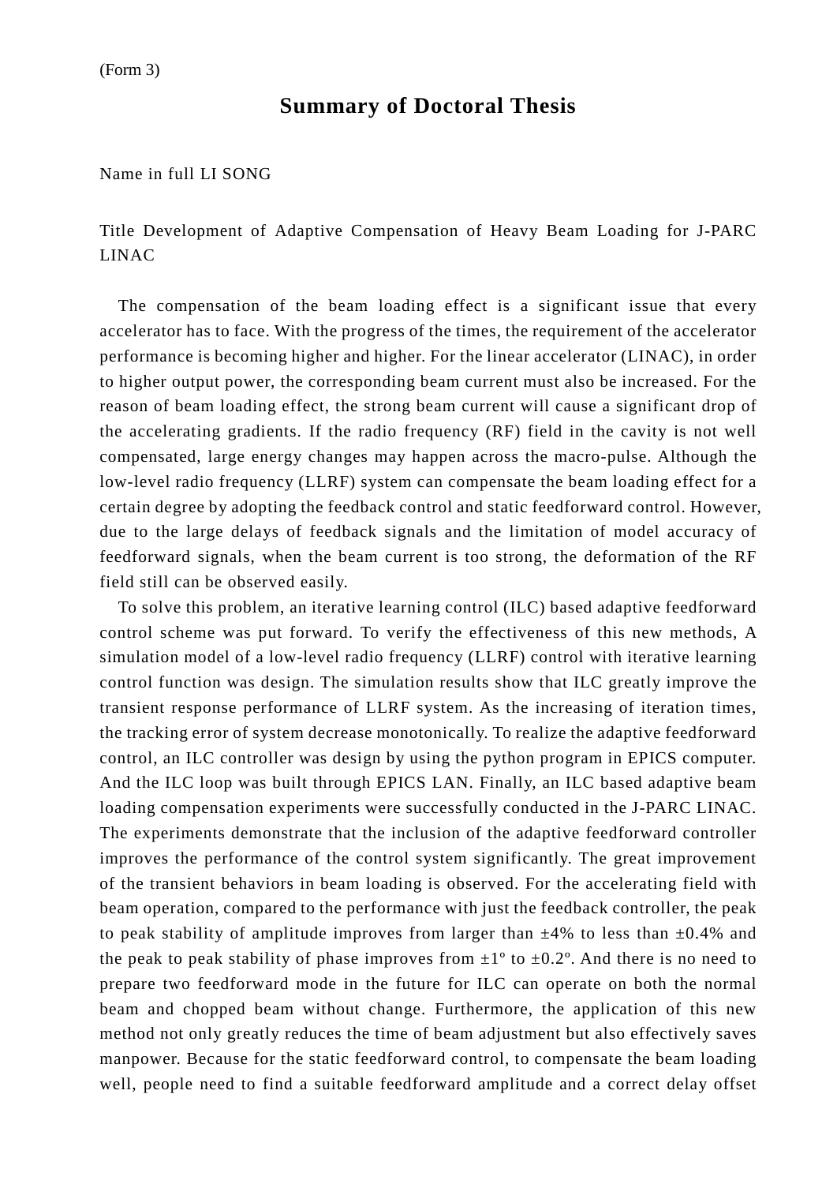(Form 3)

# Summary of Doctoral Thesis

Name in full LI SONG

Title Development of Adaptive Compensation of Heavy Beam Loading for J-PARC LINAC

The compensation of the beam loading effect is a significant issue that every accelerator has to face. With the progress of the times, the requirement of the accelerator performance is becoming higher and higher. For the linear accelerator (LINAC), in order to higher output power, the corresponding beam current must also be increased. For the reason of beam loading effect, the strong beam current will cause a significant drop of the accelerating gradients. If the radio frequency (RF) field in the cavity is not well compensated, large energy changes may happen across the macro-pulse. Although the low-level radio frequency (LLRF) system can compensate the beam loading effect for a certain degree by adopting the feedback control and static feedforward control. However, due to the large delays of feedback signals and the limitation of model accuracy of feedforward signals, when the beam current is too strong, the deformation of the RF field still can be observed easily.

To solve this problem, an iterative learning control (ILC) based adaptive feedforward control scheme was put forward. To verify the effectiveness of this new methods, A simulation model of a low-level radio frequency (LLRF) control with iterative learning control function was design. The simulation results show that ILC greatly improve the transient response performance of LLRF system. As the increasing of iteration times, the tracking error of system decrease monotonically. To realize the adaptive feedforward control, an ILC controller was design by using the python program in EPICS computer. And the ILC loop was built through EPICS LAN. Finally, an ILC based adaptive beam loading compensation experiments were successfully conducted in the J-PARC LINAC. The experiments demonstrate that the inclusion of the adaptive feedforward controller improves the performance of the control system significantly. The great improvement of the transient behaviors in beam loading is observed. For the accelerating field with beam operation, compared to the performance with just the feedback controller, the peak to peak stability of amplitude improves from larger than ±4% to less than ±0.4% and the peak to peak stability of phase improves from ±1º to ±0.2º. And there is no need to prepare two feedforward mode in the future for ILC can operate on both the normal beam and chopped beam without change. Furthermore, the application of this new method not only greatly reduces the time of beam adjustment but also effectively saves manpower. Because for the static feedforward control, to compensate the beam loading well, people need to find a suitable feedforward amplitude and a correct delay offset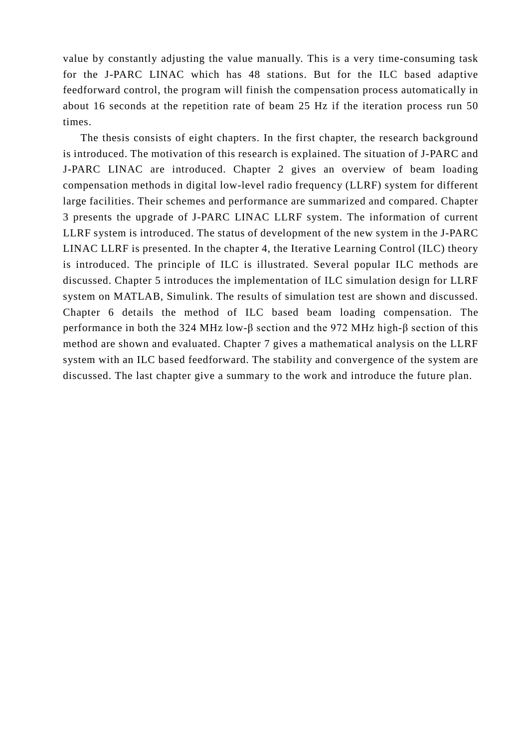value by constantly adjusting the value manually. This is a very time-consuming task for the J-PARC LINAC which has 48 stations. But for the ILC based adaptive feedforward control, the program will finish the compensation process automatically in about 16 seconds at the repetition rate of beam 25 Hz if the iteration process run 50 times.

The thesis consists of eight chapters. In the first chapter, the research background is introduced. The motivation of this research is explained. The situation of J-PARC and J-PARC LINAC are introduced. Chapter 2 gives an overview of beam loading compensation methods in digital low-level radio frequency (LLRF) system for different large facilities. Their schemes and performance are summarized and compared. Chapter 3 presents the upgrade of J-PARC LINAC LLRF system. The information of current LLRF system is introduced. The status of development of the new system in the J-PARC LINAC LLRF is presented. In the chapter 4, the Iterative Learning Control (ILC) theory is introduced. The principle of ILC is illustrated. Several popular ILC methods are discussed. Chapter 5 introduces the implementation of ILC simulation design for LLRF system on MATLAB, Simulink. The results of simulation test are shown and discussed. Chapter 6 details the method of ILC based beam loading compensation. The performance in both the 324 MHz low-β section and the 972 MHz high-β section of this method are shown and evaluated. Chapter 7 gives a mathematical analysis on the LLRF system with an ILC based feedforward. The stability and convergence of the system are discussed. The last chapter give a summary to the work and introduce the future plan.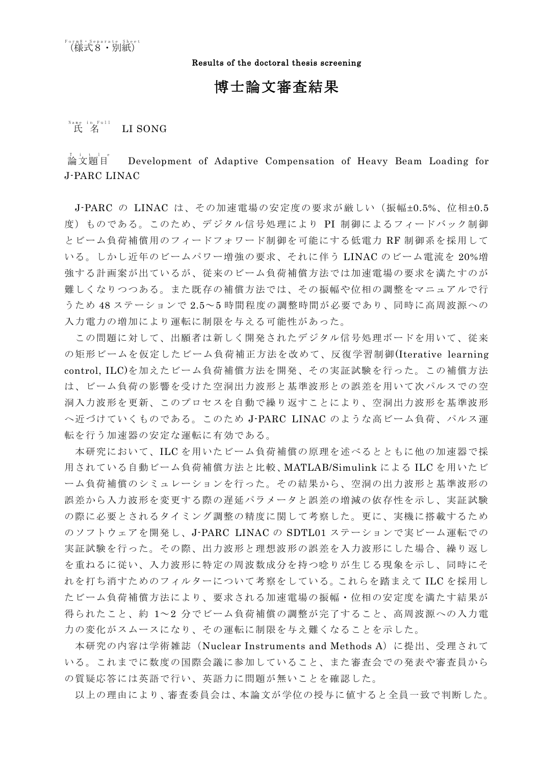（様式８・別紙）

Results of the doctoral thesis screening

# 博士論文審査結果

氏　名　LI SONG

論文題目　Development of Adaptive Compensation of Heavy Beam Loading for J-PARC LINAC

J-PARC の LINAC は、その加速電場の安定度の要求が厳しい（振幅±0.5%、位相±0.5 度）ものである。このため、デジタル信号処理により PI 制御によるフィードバック制御とビーム負荷補償用のフィードフォワード制御を可能にする低電力 RF 制御系を採用している。しかし近年のビームパワー増強の要求、それに伴う LINAC のビーム電流を 20%増強する計画案が出ているが、従来のビーム負荷補償方法では加速電場の要求を満たすのが難しくなりつつある。また既存の補償方法では、その振幅や位相の調整をマニュアルで行うため 48 ステーションで 2.5～5 時間程度の調整時間が必要であり、同時に高周波源への入力電力の増加により運転に制限を与える可能性があった。

この問題に対して、出願者は新しく開発されたデジタル信号処理ボードを用いて、従来の矩形ビームを仮定したビーム負荷補正方法を改めて、反復学習制御(Iterative learning control, ILC)を加えたビーム負荷補償方法を開発、その実証試験を行った。この補償方法は、ビーム負荷の影響を受けた空洞出力波形と基準波形との誤差を用いて次パルスでの空洞入力波形を更新、このプロセスを自動で繰り返すことにより、空洞出力波形を基準波形へ近づけていくものである。このため J-PARC LINAC のような高ビーム負荷、パルス運転を行う加速器の安定な運転に有効である。

本研究において、ILC を用いたビーム負荷補償の原理を述べるとともに他の加速器で採用されている自動ビーム負荷補償方法と比較、MATLAB/Simulink による ILC を用いたビーム負荷補償のシミュレーションを行った。その結果から、空洞の出力波形と基準波形の誤差から入力波形を変更する際の遅延パラメータと誤差の増減の依存性を示し、実証試験の際に必要とされるタイミング調整の精度に関して考察した。更に、実機に搭載するためのソフトウェアを開発し、J-PARC LINAC の SDTL01 ステーションで実ビーム運転での実証試験を行った。その際、出力波形と理想波形の誤差を入力波形にした場合、繰り返しを重ねるに従い、入力波形に特定の周波数成分を持つ唸りが生じる現象を示し、同時にそれを打ち消すためのフィルターについて考察をしている。これらを踏まえて ILC を採用したビーム負荷補償方法により、要求される加速電場の振幅・位相の安定度を満たす結果が得られたこと、約 1～2 分でビーム負荷補償の調整が完了すること、高周波源への入力電力の変化がスムースになり、その運転に制限を与え難くなることを示した。

本研究の内容は学術雑誌（Nuclear Instruments and Methods A）に提出、受理されている。これまでに数度の国際会議に参加していること、また審査会での発表や審査員からの質疑応答には英語で行い、英語力に問題が無いことを確認した。

以上の理由により、審査委員会は、本論文が学位の授与に値すると全員一致で判断した。